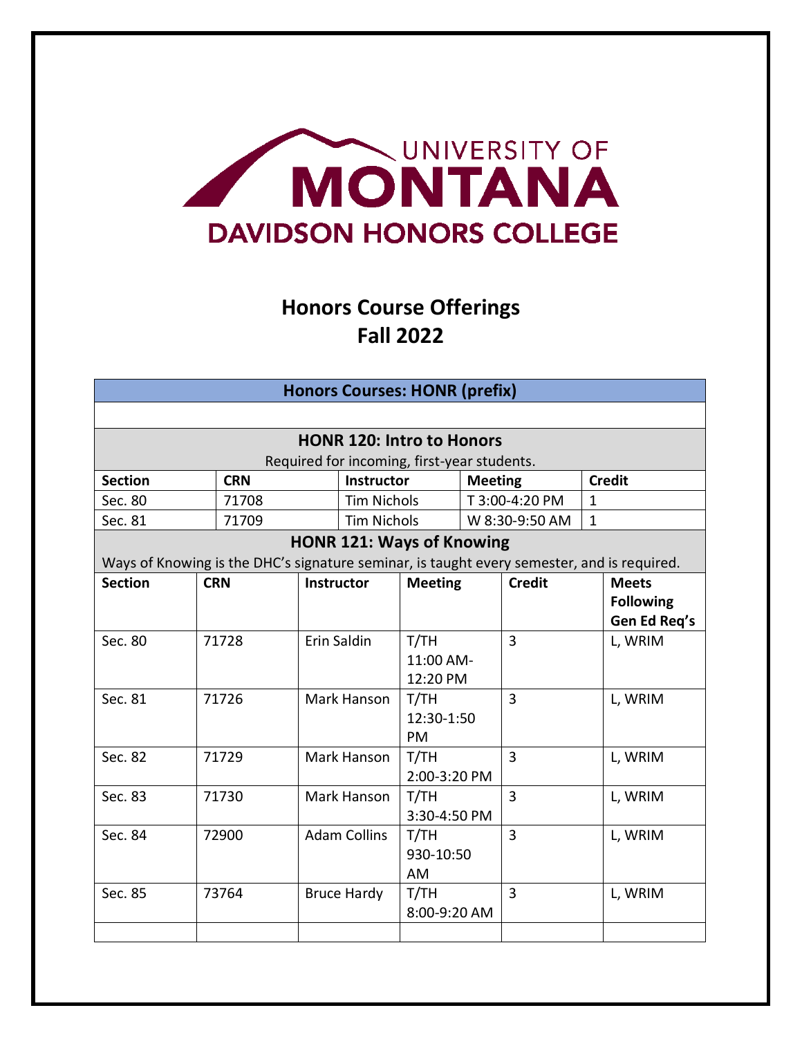UNIVERSITY OF
MONTANA
DAVIDSON HONORS COLLEGE

# Honors Course Offerings
# Fall 2022

## Honors Courses: HONR (prefix)

### HONR 120: Intro to Honors

Required for incoming, first-year students.

| Section | CRN | Instructor | Meeting | Credit |
|---|---|---|---|---|
| Sec. 80 | 71708 | Tim Nichols | T 3:00-4:20 PM | 1 |
| Sec. 81 | 71709 | Tim Nichols | W 8:30-9:50 AM | 1 |

### HONR 121: Ways of Knowing

Ways of Knowing is the DHC's signature seminar, is taught every semester, and is required.

| Section | CRN | Instructor | Meeting | Credit | Meets Following Gen Ed Req's |
|---|---|---|---|---|---|
| Sec. 80 | 71728 | Erin Saldin | T/TH 11:00 AM-12:20 PM | 3 | L, WRIM |
| Sec. 81 | 71726 | Mark Hanson | T/TH 12:30-1:50 PM | 3 | L, WRIM |
| Sec. 82 | 71729 | Mark Hanson | T/TH 2:00-3:20 PM | 3 | L, WRIM |
| Sec. 83 | 71730 | Mark Hanson | T/TH 3:30-4:50 PM | 3 | L, WRIM |
| Sec. 84 | 72900 | Adam Collins | T/TH 930-10:50 AM | 3 | L, WRIM |
| Sec. 85 | 73764 | Bruce Hardy | T/TH 8:00-9:20 AM | 3 | L, WRIM |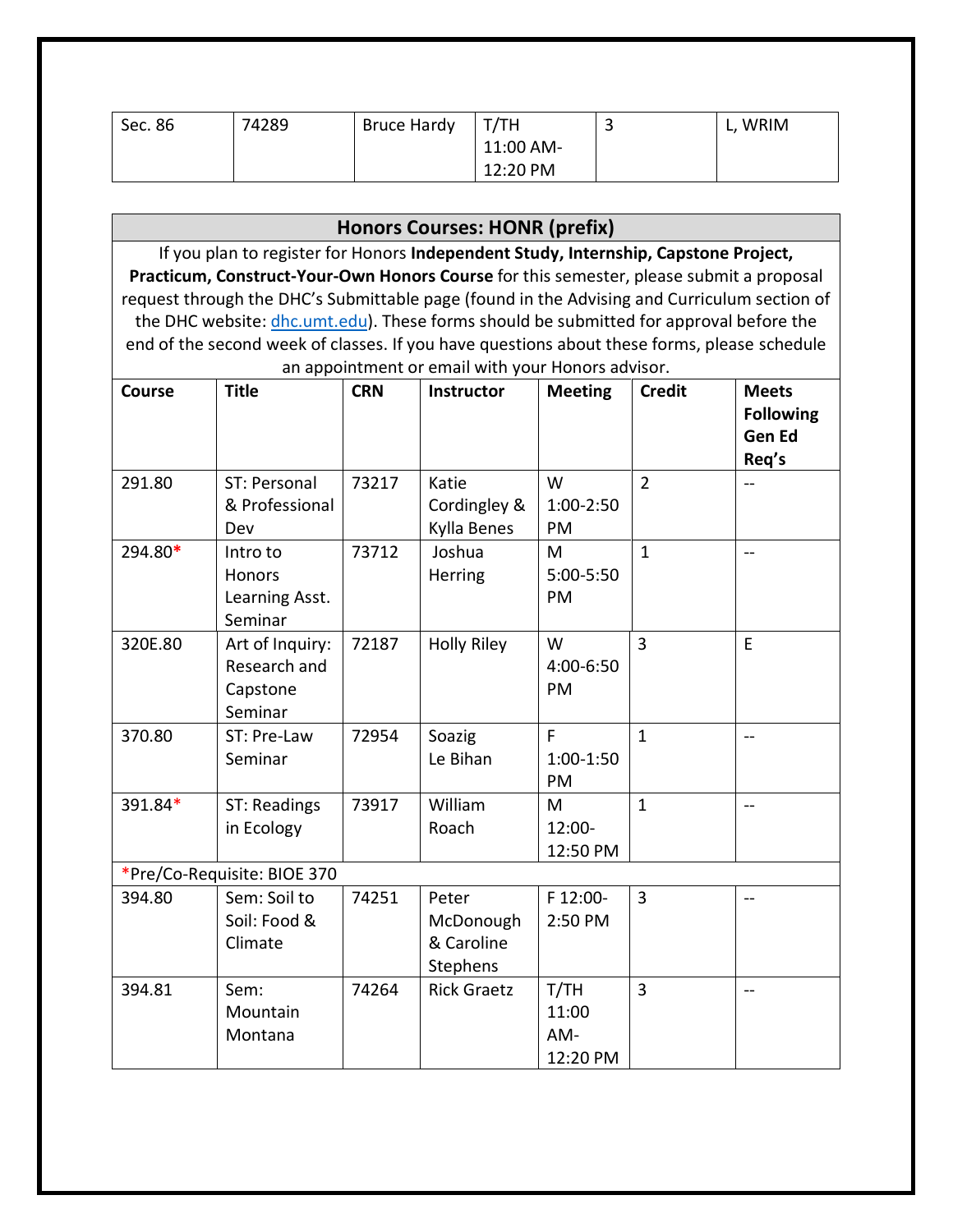| Sec. 86 | 74289 | Bruce Hardy | T/TH 11:00 AM-12:20 PM | 3 | L, WRIM |
|---|---|---|---|---|---|

## Honors Courses: HONR (prefix)

If you plan to register for Honors **Independent Study, Internship, Capstone Project, Practicum, Construct-Your-Own Honors Course** for this semester, please submit a proposal request through the DHC's Submittable page (found in the Advising and Curriculum section of the DHC website: dhc.umt.edu). These forms should be submitted for approval before the end of the second week of classes. If you have questions about these forms, please schedule an appointment or email with your Honors advisor.

| Course | Title | CRN | Instructor | Meeting | Credit | Meets Following Gen Ed Req's |
|---|---|---|---|---|---|---|
| 291.80 | ST: Personal & Professional Dev | 73217 | Katie Cordingley & Kylla Benes | W 1:00-2:50 PM | 2 | -- |
| 294.80* | Intro to Honors Learning Asst. Seminar | 73712 | Joshua Herring | M 5:00-5:50 PM | 1 | -- |
| 320E.80 | Art of Inquiry: Research and Capstone Seminar | 72187 | Holly Riley | W 4:00-6:50 PM | 3 | E |
| 370.80 | ST: Pre-Law Seminar | 72954 | Soazig Le Bihan | F 1:00-1:50 PM | 1 | -- |
| 391.84* | ST: Readings in Ecology | 73917 | William Roach | M 12:00-12:50 PM | 1 | -- |
| *Pre/Co-Requisite: BIOE 370 | | | | | | |
| 394.80 | Sem: Soil to Soil: Food & Climate | 74251 | Peter McDonough & Caroline Stephens | F 12:00-2:50 PM | 3 | -- |
| 394.81 | Sem: Mountain Montana | 74264 | Rick Graetz | T/TH 11:00 AM-12:20 PM | 3 | -- |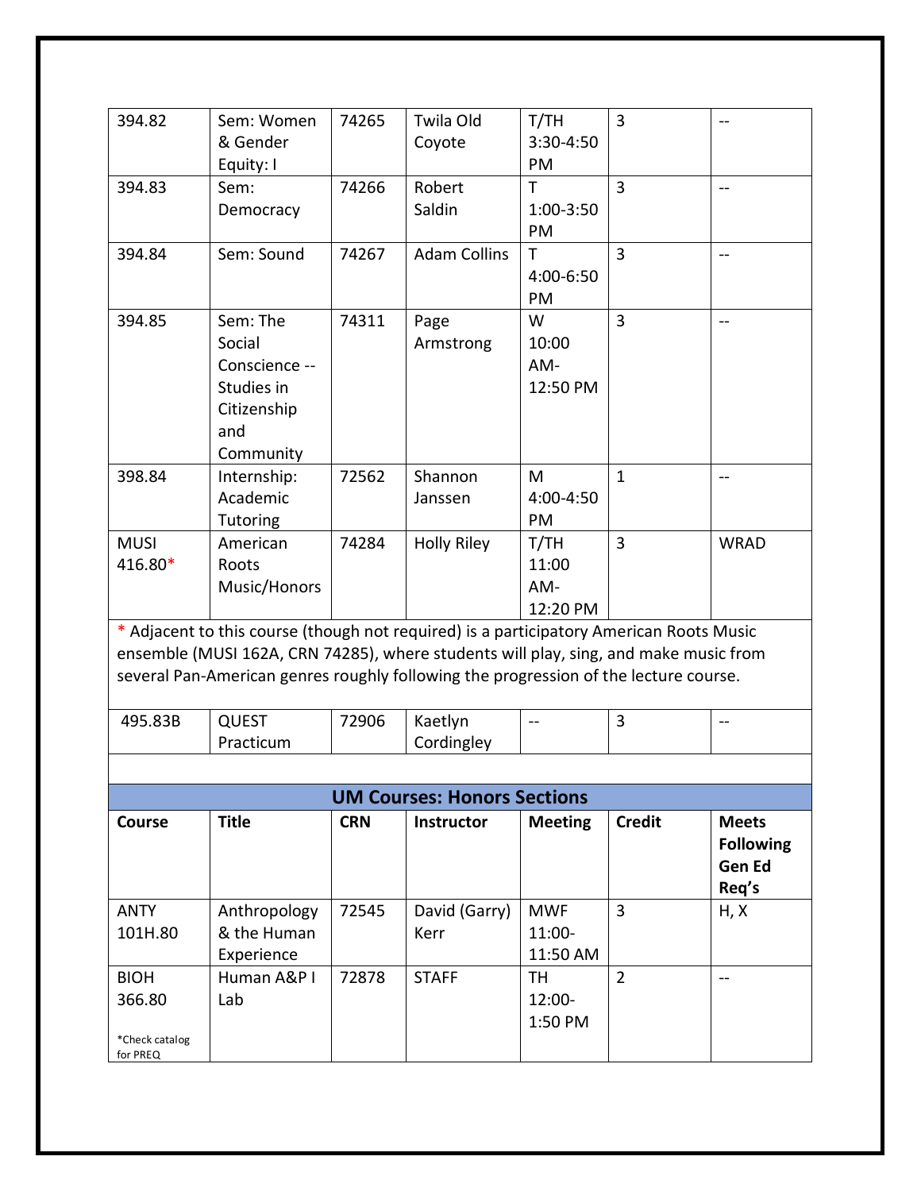| | | | | | | |
|---|---|---|---|---|---|---|
| 394.82 | Sem: Women & Gender Equity: I | 74265 | Twila Old Coyote | T/TH 3:30-4:50 PM | 3 | -- |
| 394.83 | Sem: Democracy | 74266 | Robert Saldin | T 1:00-3:50 PM | 3 | -- |
| 394.84 | Sem: Sound | 74267 | Adam Collins | T 4:00-6:50 PM | 3 | -- |
| 394.85 | Sem: The Social Conscience -- Studies in Citizenship and Community | 74311 | Page Armstrong | W 10:00 AM-12:50 PM | 3 | -- |
| 398.84 | Internship: Academic Tutoring | 72562 | Shannon Janssen | M 4:00-4:50 PM | 1 | -- |
| MUSI 416.80* | American Roots Music/Honors | 74284 | Holly Riley | T/TH 11:00 AM-12:20 PM | 3 | WRAD |

* Adjacent to this course (though not required) is a participatory American Roots Music ensemble (MUSI 162A, CRN 74285), where students will play, sing, and make music from several Pan-American genres roughly following the progression of the lecture course.

| | | | | | | |
|---|---|---|---|---|---|---|
| 495.83B | QUEST Practicum | 72906 | Kaetlyn Cordingley | -- | 3 | -- |

## UM Courses: Honors Sections

| Course | Title | CRN | Instructor | Meeting | Credit | Meets Following Gen Ed Req's |
|---|---|---|---|---|---|---|
| ANTY 101H.80 | Anthropology & the Human Experience | 72545 | David (Garry) Kerr | MWF 11:00-11:50 AM | 3 | H, X |
| BIOH 366.80 *Check catalog for PREQ | Human A&P I Lab | 72878 | STAFF | TH 12:00-1:50 PM | 2 | -- |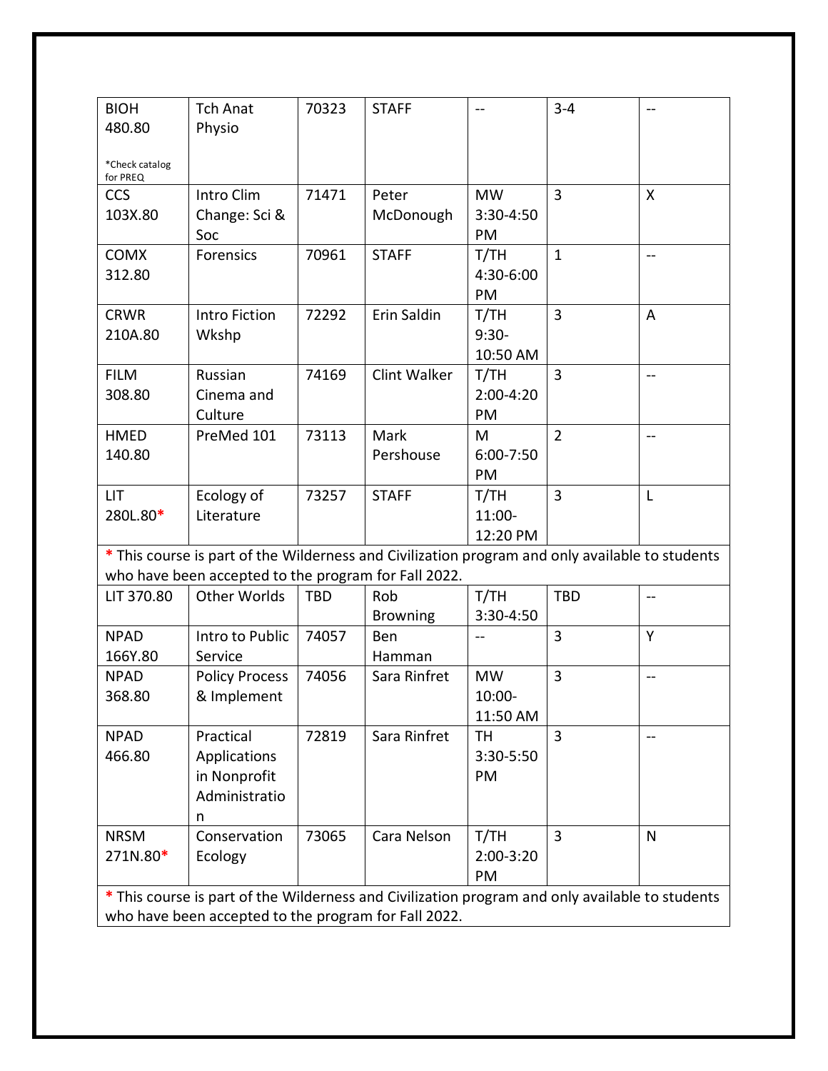| BIOH 480.80 *Check catalog for PREQ | Tch Anat Physio | 70323 | STAFF | -- | 3-4 | -- |
|---|---|---|---|---|---|---|
| CCS 103X.80 | Intro Clim Change: Sci & Soc | 71471 | Peter McDonough | MW 3:30-4:50 PM | 3 | X |
| COMX 312.80 | Forensics | 70961 | STAFF | T/TH 4:30-6:00 PM | 1 | -- |
| CRWR 210A.80 | Intro Fiction Wkshp | 72292 | Erin Saldin | T/TH 9:30-10:50 AM | 3 | A |
| FILM 308.80 | Russian Cinema and Culture | 74169 | Clint Walker | T/TH 2:00-4:20 PM | 3 | -- |
| HMED 140.80 | PreMed 101 | 73113 | Mark Pershouse | M 6:00-7:50 PM | 2 | -- |
| LIT 280L.80* | Ecology of Literature | 73257 | STAFF | T/TH 11:00-12:20 PM | 3 | L |
| * This course is part of the Wilderness and Civilization program and only available to students who have been accepted to the program for Fall 2022. | | | | | | |
| LIT 370.80 | Other Worlds | TBD | Rob Browning | T/TH 3:30-4:50 | TBD | -- |
| NPAD 166Y.80 | Intro to Public Service | 74057 | Ben Hamman | -- | 3 | Y |
| NPAD 368.80 | Policy Process & Implement | 74056 | Sara Rinfret | MW 10:00-11:50 AM | 3 | -- |
| NPAD 466.80 | Practical Applications in Nonprofit Administration | 72819 | Sara Rinfret | TH 3:30-5:50 PM | 3 | -- |
| NRSM 271N.80* | Conservation Ecology | 73065 | Cara Nelson | T/TH 2:00-3:20 PM | 3 | N |
| * This course is part of the Wilderness and Civilization program and only available to students who have been accepted to the program for Fall 2022. | | | | | | |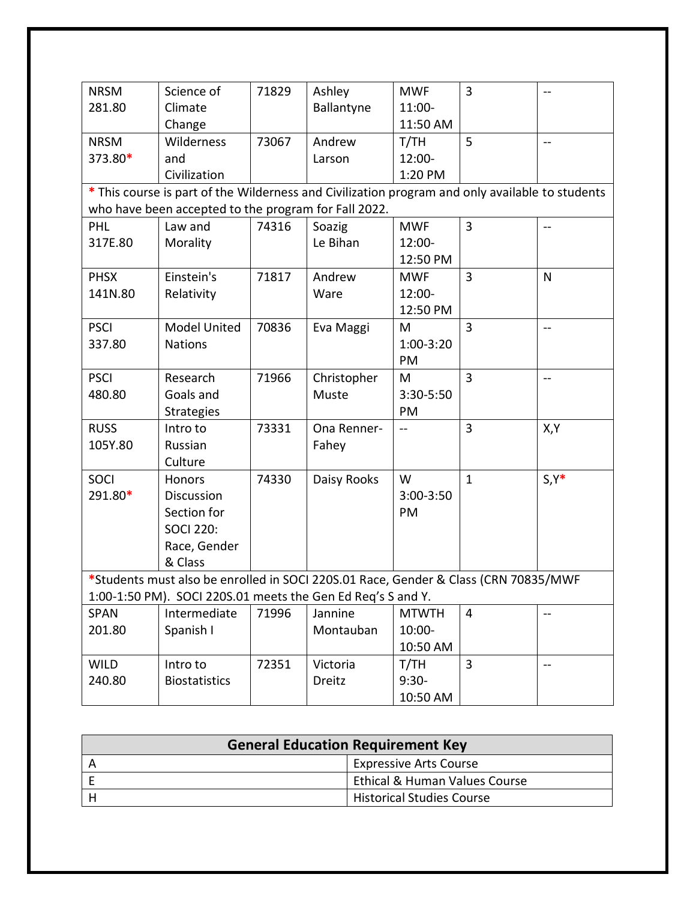| | | | | | | |
|---|---|---|---|---|---|---|
| NRSM 281.80 | Science of Climate Change | 71829 | Ashley Ballantyne | MWF 11:00-11:50 AM | 3 | -- |
| NRSM 373.80* | Wilderness and Civilization | 73067 | Andrew Larson | T/TH 12:00-1:20 PM | 5 | -- |
| * This course is part of the Wilderness and Civilization program and only available to students who have been accepted to the program for Fall 2022. | | | | | | |
| PHL 317E.80 | Law and Morality | 74316 | Soazig Le Bihan | MWF 12:00-12:50 PM | 3 | -- |
| PHSX 141N.80 | Einstein's Relativity | 71817 | Andrew Ware | MWF 12:00-12:50 PM | 3 | N |
| PSCI 337.80 | Model United Nations | 70836 | Eva Maggi | M 1:00-3:20 PM | 3 | -- |
| PSCI 480.80 | Research Goals and Strategies | 71966 | Christopher Muste | M 3:30-5:50 PM | 3 | -- |
| RUSS 105Y.80 | Intro to Russian Culture | 73331 | Ona Renner-Fahey | -- | 3 | X,Y |
| SOCI 291.80* | Honors Discussion Section for SOCI 220: Race, Gender & Class | 74330 | Daisy Rooks | W 3:00-3:50 PM | 1 | S,Y* |
| *Students must also be enrolled in SOCI 220S.01 Race, Gender & Class (CRN 70835/MWF 1:00-1:50 PM). SOCI 220S.01 meets the Gen Ed Req's S and Y. | | | | | | |
| SPAN 201.80 | Intermediate Spanish I | 71996 | Jannine Montauban | MTWTH 10:00-10:50 AM | 4 | -- |
| WILD 240.80 | Intro to Biostatistics | 72351 | Victoria Dreitz | T/TH 9:30-10:50 AM | 3 | -- |

| General Education Requirement Key | |
|---|---|
| A | Expressive Arts Course |
| E | Ethical & Human Values Course |
| H | Historical Studies Course |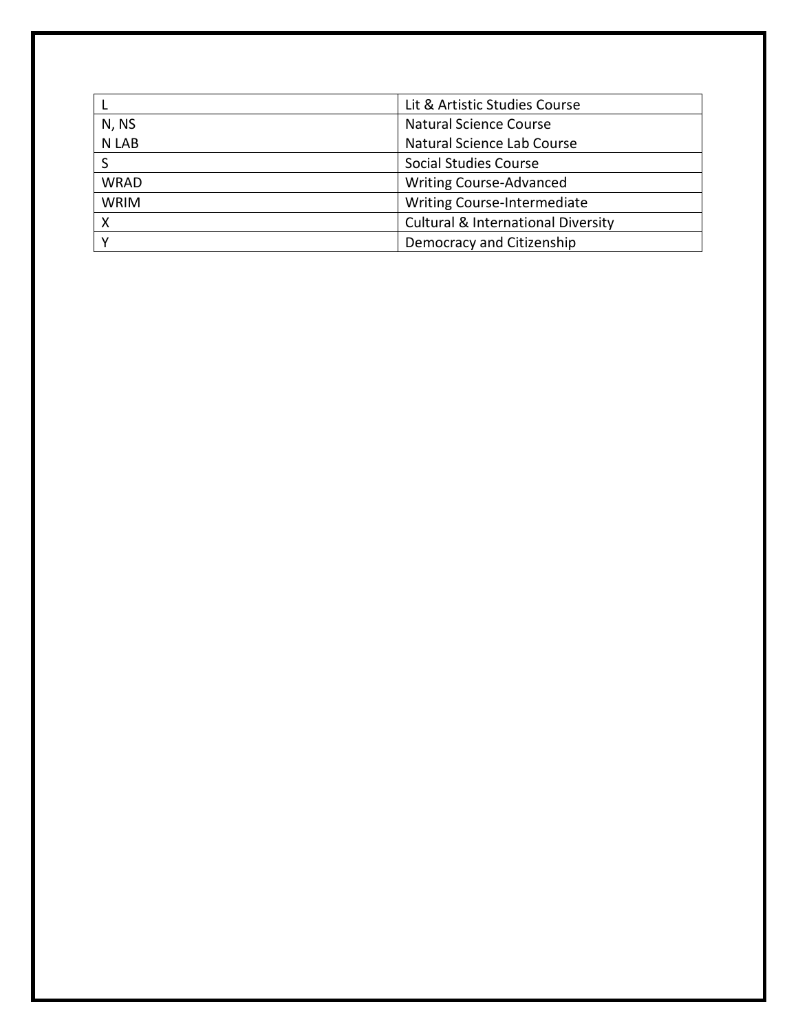| | |
|---|---|
| L | Lit & Artistic Studies Course |
| N, NS<br>N LAB | Natural Science Course<br>Natural Science Lab Course |
| S | Social Studies Course |
| WRAD | Writing Course-Advanced |
| WRIM | Writing Course-Intermediate |
| X | Cultural & International Diversity |
| Y | Democracy and Citizenship |